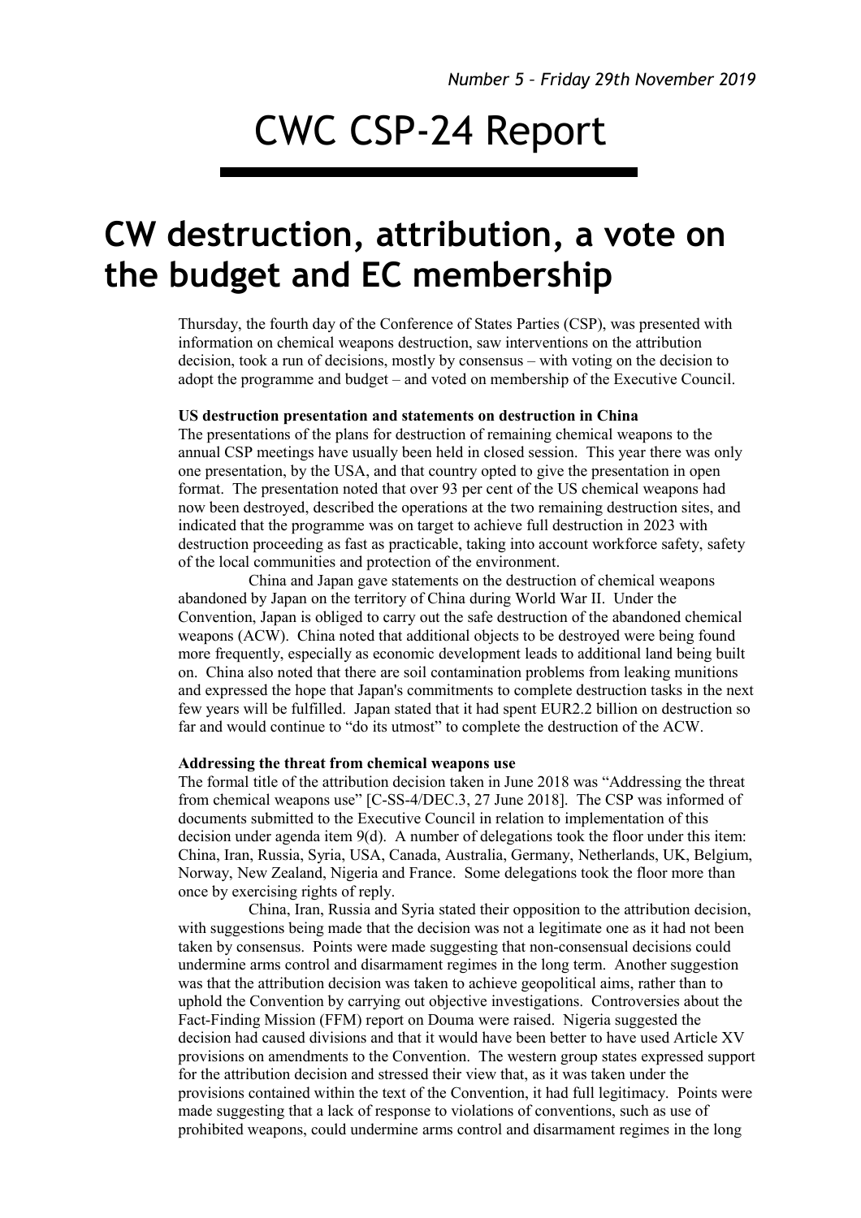*Number 5 – Friday 29th November 2019*

# CWC CSP-24 Report

## CW destruction, attribution, a vote on the budget and EC membership

Thursday, the fourth day of the Conference of States Parties (CSP), was presented with information on chemical weapons destruction, saw interventions on the attribution decision, took a run of decisions, mostly by consensus – with voting on the decision to adopt the programme and budget – and voted on membership of the Executive Council.

**US destruction presentation and statements on destruction in China**

The presentations of the plans for destruction of remaining chemical weapons to the annual CSP meetings have usually been held in closed session. This year there was only one presentation, by the USA, and that country opted to give the presentation in open format. The presentation noted that over 93 per cent of the US chemical weapons had now been destroyed, described the operations at the two remaining destruction sites, and indicated that the programme was on target to achieve full destruction in 2023 with destruction proceeding as fast as practicable, taking into account workforce safety, safety of the local communities and protection of the environment.

China and Japan gave statements on the destruction of chemical weapons abandoned by Japan on the territory of China during World War II. Under the Convention, Japan is obliged to carry out the safe destruction of the abandoned chemical weapons (ACW). China noted that additional objects to be destroyed were being found more frequently, especially as economic development leads to additional land being built on. China also noted that there are soil contamination problems from leaking munitions and expressed the hope that Japan's commitments to complete destruction tasks in the next few years will be fulfilled. Japan stated that it had spent EUR2.2 billion on destruction so far and would continue to "do its utmost" to complete the destruction of the ACW.

**Addressing the threat from chemical weapons use**

The formal title of the attribution decision taken in June 2018 was "Addressing the threat from chemical weapons use" [C-SS-4/DEC.3, 27 June 2018]. The CSP was informed of documents submitted to the Executive Council in relation to implementation of this decision under agenda item 9(d). A number of delegations took the floor under this item: China, Iran, Russia, Syria, USA, Canada, Australia, Germany, Netherlands, UK, Belgium, Norway, New Zealand, Nigeria and France. Some delegations took the floor more than once by exercising rights of reply.

China, Iran, Russia and Syria stated their opposition to the attribution decision, with suggestions being made that the decision was not a legitimate one as it had not been taken by consensus. Points were made suggesting that non-consensual decisions could undermine arms control and disarmament regimes in the long term. Another suggestion was that the attribution decision was taken to achieve geopolitical aims, rather than to uphold the Convention by carrying out objective investigations. Controversies about the Fact-Finding Mission (FFM) report on Douma were raised. Nigeria suggested the decision had caused divisions and that it would have been better to have used Article XV provisions on amendments to the Convention. The western group states expressed support for the attribution decision and stressed their view that, as it was taken under the provisions contained within the text of the Convention, it had full legitimacy. Points were made suggesting that a lack of response to violations of conventions, such as use of prohibited weapons, could undermine arms control and disarmament regimes in the long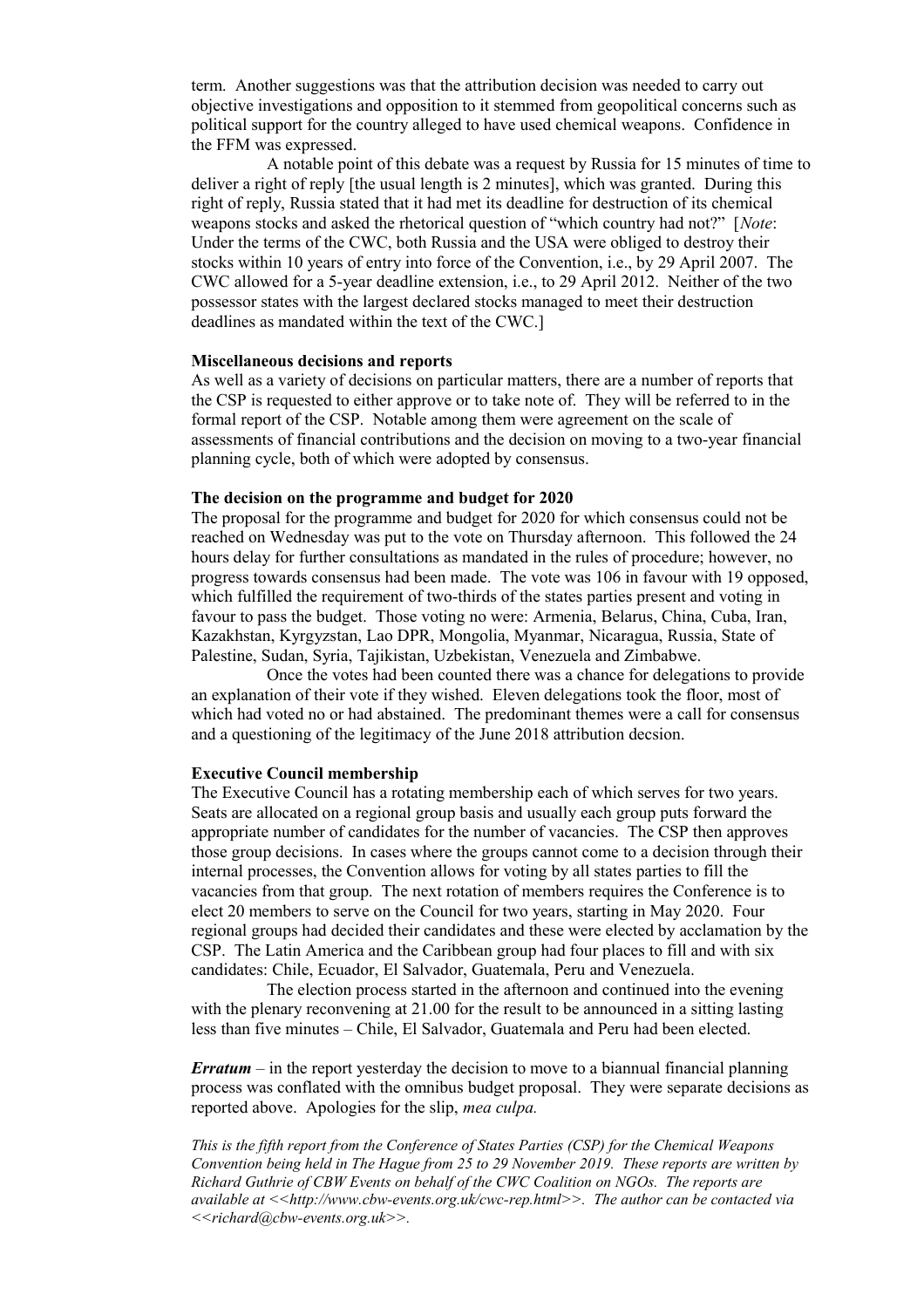term. Another suggestions was that the attribution decision was needed to carry out objective investigations and opposition to it stemmed from geopolitical concerns such as political support for the country alleged to have used chemical weapons. Confidence in the FFM was expressed.

A notable point of this debate was a request by Russia for 15 minutes of time to deliver a right of reply [the usual length is 2 minutes], which was granted. During this right of reply, Russia stated that it had met its deadline for destruction of its chemical weapons stocks and asked the rhetorical question of "which country had not?" [*Note*: Under the terms of the CWC, both Russia and the USA were obliged to destroy their stocks within 10 years of entry into force of the Convention, i.e., by 29 April 2007. The CWC allowed for a 5-year deadline extension, i.e., to 29 April 2012. Neither of the two possessor states with the largest declared stocks managed to meet their destruction deadlines as mandated within the text of the CWC.]

**Miscellaneous decisions and reports**

As well as a variety of decisions on particular matters, there are a number of reports that the CSP is requested to either approve or to take note of. They will be referred to in the formal report of the CSP. Notable among them were agreement on the scale of assessments of financial contributions and the decision on moving to a two-year financial planning cycle, both of which were adopted by consensus.

**The decision on the programme and budget for 2020**

The proposal for the programme and budget for 2020 for which consensus could not be reached on Wednesday was put to the vote on Thursday afternoon. This followed the 24 hours delay for further consultations as mandated in the rules of procedure; however, no progress towards consensus had been made. The vote was 106 in favour with 19 opposed, which fulfilled the requirement of two-thirds of the states parties present and voting in favour to pass the budget. Those voting no were: Armenia, Belarus, China, Cuba, Iran, Kazakhstan, Kyrgyzstan, Lao DPR, Mongolia, Myanmar, Nicaragua, Russia, State of Palestine, Sudan, Syria, Tajikistan, Uzbekistan, Venezuela and Zimbabwe.

Once the votes had been counted there was a chance for delegations to provide an explanation of their vote if they wished. Eleven delegations took the floor, most of which had voted no or had abstained. The predominant themes were a call for consensus and a questioning of the legitimacy of the June 2018 attribution decsion.

**Executive Council membership**

The Executive Council has a rotating membership each of which serves for two years. Seats are allocated on a regional group basis and usually each group puts forward the appropriate number of candidates for the number of vacancies. The CSP then approves those group decisions. In cases where the groups cannot come to a decision through their internal processes, the Convention allows for voting by all states parties to fill the vacancies from that group. The next rotation of members requires the Conference is to elect 20 members to serve on the Council for two years, starting in May 2020. Four regional groups had decided their candidates and these were elected by acclamation by the CSP. The Latin America and the Caribbean group had four places to fill and with six candidates: Chile, Ecuador, El Salvador, Guatemala, Peru and Venezuela.

The election process started in the afternoon and continued into the evening with the plenary reconvening at 21.00 for the result to be announced in a sitting lasting less than five minutes – Chile, El Salvador, Guatemala and Peru had been elected.

***Erratum*** – in the report yesterday the decision to move to a biannual financial planning process was conflated with the omnibus budget proposal. They were separate decisions as reported above. Apologies for the slip, *mea culpa.*

*This is the fifth report from the Conference of States Parties (CSP) for the Chemical Weapons Convention being held in The Hague from 25 to 29 November 2019. These reports are written by Richard Guthrie of CBW Events on behalf of the CWC Coalition on NGOs. The reports are available at <<http://www.cbw-events.org.uk/cwc-rep.html>>. The author can be contacted via <<richard@cbw-events.org.uk>>.*